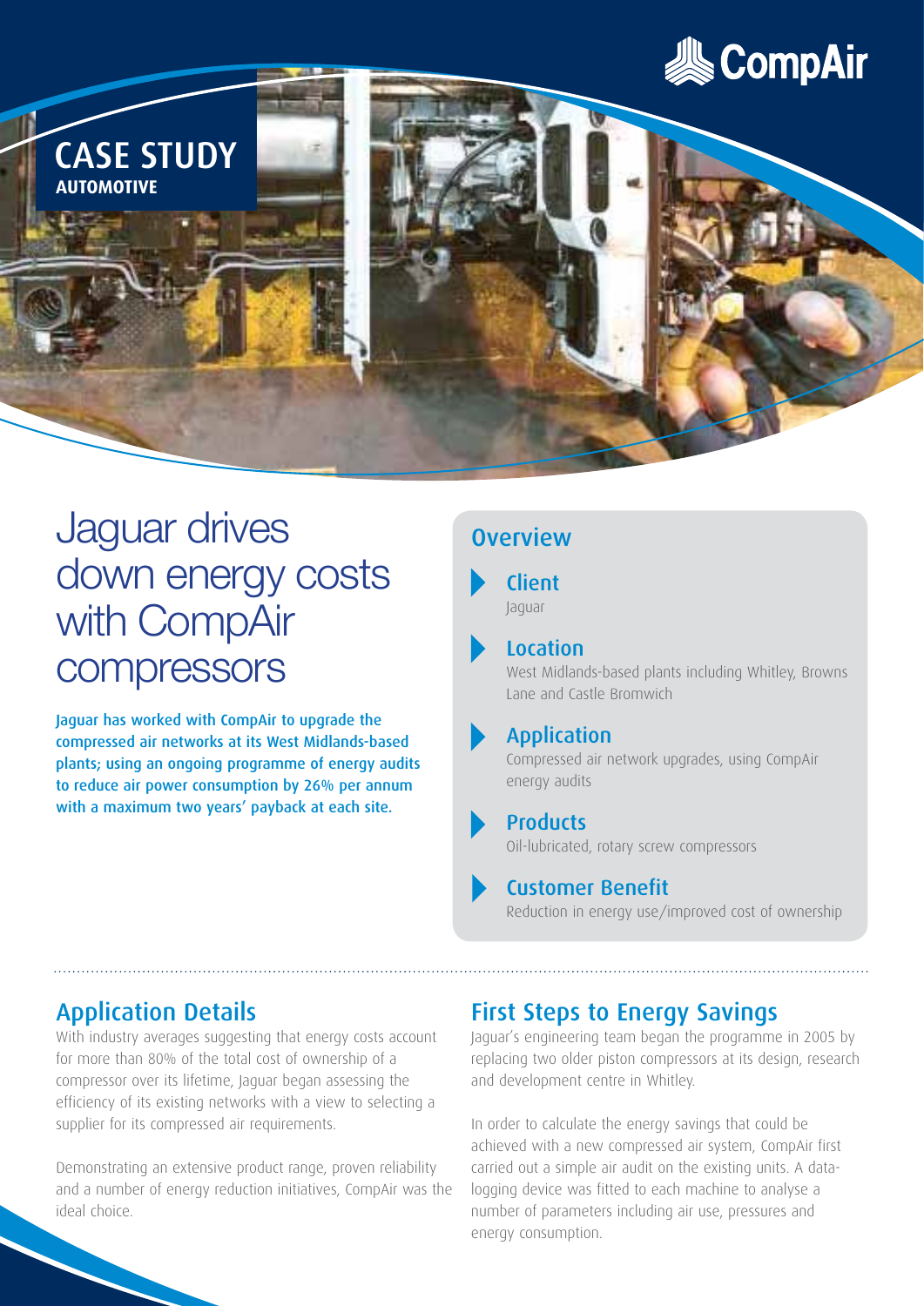CompAir

CASE STUDY
**AUTOMOTIVE**

# Jaguar drives down energy costs with CompAir compressors

**Jaguar has worked with CompAir to upgrade the compressed air networks at its West Midlands-based plants; using an ongoing programme of energy audits to reduce air power consumption by 26% per annum with a maximum two years' payback at each site.**

## Overview

### Client
Jaguar

### Location
West Midlands-based plants including Whitley, Browns Lane and Castle Bromwich

### Application
Compressed air network upgrades, using CompAir energy audits

### Products
Oil-lubricated, rotary screw compressors

### Customer Benefit
Reduction in energy use/improved cost of ownership

## Application Details

With industry averages suggesting that energy costs account for more than 80% of the total cost of ownership of a compressor over its lifetime, Jaguar began assessing the efficiency of its existing networks with a view to selecting a supplier for its compressed air requirements.

Demonstrating an extensive product range, proven reliability and a number of energy reduction initiatives, CompAir was the ideal choice.

## First Steps to Energy Savings

Jaguar's engineering team began the programme in 2005 by replacing two older piston compressors at its design, research and development centre in Whitley.

In order to calculate the energy savings that could be achieved with a new compressed air system, CompAir first carried out a simple air audit on the existing units. A data-logging device was fitted to each machine to analyse a number of parameters including air use, pressures and energy consumption.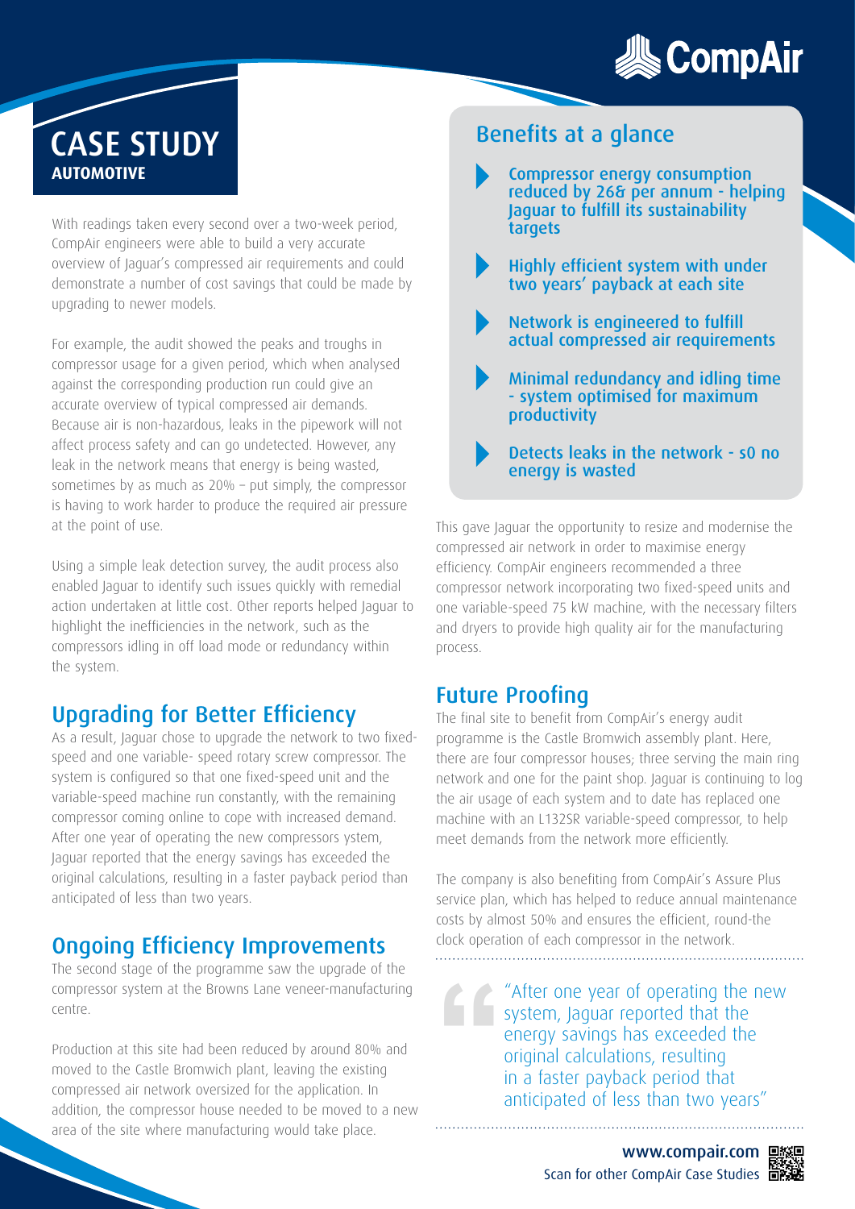# CASE STUDY
**AUTOMOTIVE**

With readings taken every second over a two-week period, CompAir engineers were able to build a very accurate overview of Jaguar's compressed air requirements and could demonstrate a number of cost savings that could be made by upgrading to newer models.

For example, the audit showed the peaks and troughs in compressor usage for a given period, which when analysed against the corresponding production run could give an accurate overview of typical compressed air demands. Because air is non-hazardous, leaks in the pipework will not affect process safety and can go undetected. However, any leak in the network means that energy is being wasted, sometimes by as much as 20% – put simply, the compressor is having to work harder to produce the required air pressure at the point of use.

Using a simple leak detection survey, the audit process also enabled Jaguar to identify such issues quickly with remedial action undertaken at little cost. Other reports helped Jaguar to highlight the inefficiencies in the network, such as the compressors idling in off load mode or redundancy within the system.

## Upgrading for Better Efficiency

As a result, Jaguar chose to upgrade the network to two fixed-speed and one variable- speed rotary screw compressor. The system is configured so that one fixed-speed unit and the variable-speed machine run constantly, with the remaining compressor coming online to cope with increased demand. After one year of operating the new compressors ystem, Jaguar reported that the energy savings has exceeded the original calculations, resulting in a faster payback period than anticipated of less than two years.

## Ongoing Efficiency Improvements

The second stage of the programme saw the upgrade of the compressor system at the Browns Lane veneer-manufacturing centre.

Production at this site had been reduced by around 80% and moved to the Castle Bromwich plant, leaving the existing compressed air network oversized for the application. In addition, the compressor house needed to be moved to a new area of the site where manufacturing would take place.

## Benefits at a glance

- Compressor energy consumption reduced by 26& per annum - helping Jaguar to fulfill its sustainability targets
- Highly efficient system with under two years' payback at each site
- Network is engineered to fulfill actual compressed air requirements
- Minimal redundancy and idling time - system optimised for maximum productivity
- Detects leaks in the network - s0 no energy is wasted

This gave Jaguar the opportunity to resize and modernise the compressed air network in order to maximise energy efficiency. CompAir engineers recommended a three compressor network incorporating two fixed-speed units and one variable-speed 75 kW machine, with the necessary filters and dryers to provide high quality air for the manufacturing process.

## Future Proofing

The final site to benefit from CompAir's energy audit programme is the Castle Bromwich assembly plant. Here, there are four compressor houses; three serving the main ring network and one for the paint shop. Jaguar is continuing to log the air usage of each system and to date has replaced one machine with an L132SR variable-speed compressor, to help meet demands from the network more efficiently.

The company is also benefiting from CompAir's Assure Plus service plan, which has helped to reduce annual maintenance costs by almost 50% and ensures the efficient, round-the clock operation of each compressor in the network.

> "After one year of operating the new system, Jaguar reported that the energy savings has exceeded the original calculations, resulting in a faster payback period that anticipated of less than two years"

www.compair.com
Scan for other CompAir Case Studies